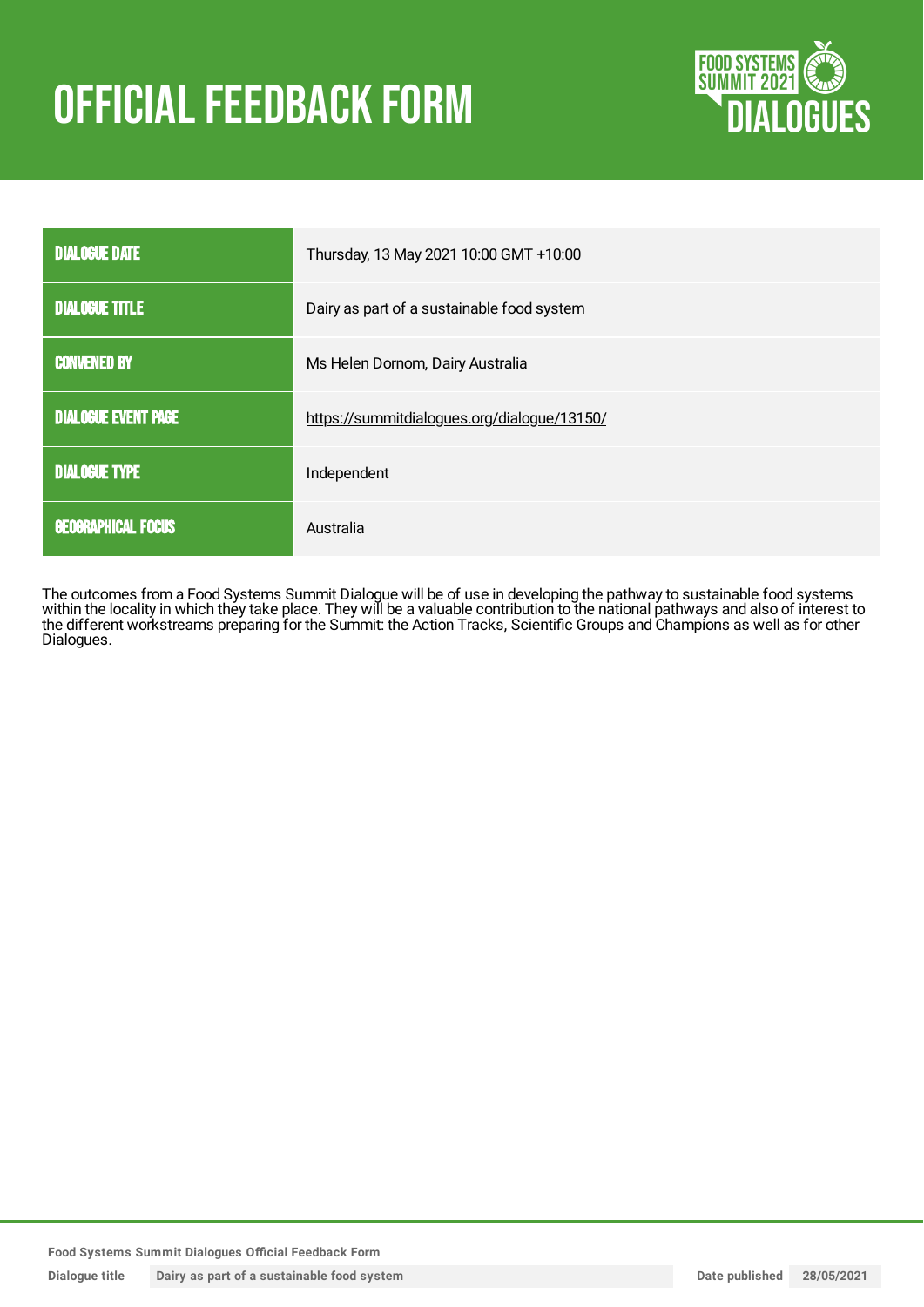# OFFICIAL FEEDBACK FORM

FOOD SYSTEMS SUMMIT 2021 DIALOGUES

| | |
|---|---|
| **DIALOGUE DATE** | Thursday, 13 May 2021 10:00 GMT +10:00 |
| **DIALOGUE TITLE** | Dairy as part of a sustainable food system |
| **CONVENED BY** | Ms Helen Dornom, Dairy Australia |
| **DIALOGUE EVENT PAGE** | https://summitdialogues.org/dialogue/13150/ |
| **DIALOGUE TYPE** | Independent |
| **GEOGRAPHICAL FOCUS** | Australia |

The outcomes from a Food Systems Summit Dialogue will be of use in developing the pathway to sustainable food systems within the locality in which they take place. They will be a valuable contribution to the national pathways and also of interest to the different workstreams preparing for the Summit: the Action Tracks, Scientific Groups and Champions as well as for other Dialogues.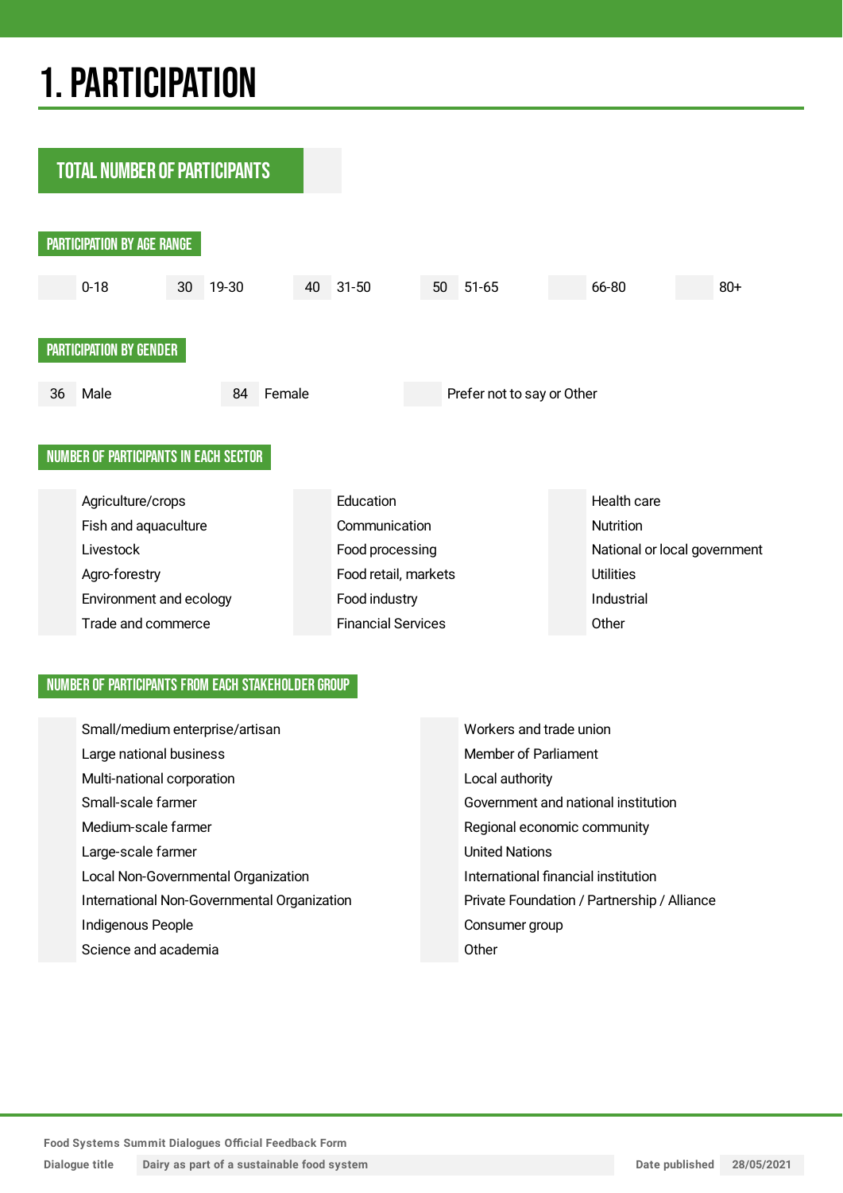# 1. PARTICIPATION

## TOTAL NUMBER OF PARTICIPANTS

### PARTICIPATION BY AGE RANGE

| | 0-18 | 30 | 19-30 | 40 | 31-50 | 50 | 51-65 | | 66-80 | | 80+ |
|---|---|---|---|---|---|---|---|---|---|---|---|

### PARTICIPATION BY GENDER

| 36 | Male | 84 | Female | | Prefer not to say or Other |
|---|---|---|---|---|---|

### NUMBER OF PARTICIPANTS IN EACH SECTOR

| | | | | | |
|---|---|---|---|---|---|
| | Agriculture/crops | | Education | | Health care |
| | Fish and aquaculture | | Communication | | Nutrition |
| | Livestock | | Food processing | | National or local government |
| | Agro-forestry | | Food retail, markets | | Utilities |
| | Environment and ecology | | Food industry | | Industrial |
| | Trade and commerce | | Financial Services | | Other |

### NUMBER OF PARTICIPANTS FROM EACH STAKEHOLDER GROUP

| | | | |
|---|---|---|---|
| | Small/medium enterprise/artisan | | Workers and trade union |
| | Large national business | | Member of Parliament |
| | Multi-national corporation | | Local authority |
| | Small-scale farmer | | Government and national institution |
| | Medium-scale farmer | | Regional economic community |
| | Large-scale farmer | | United Nations |
| | Local Non-Governmental Organization | | International financial institution |
| | International Non-Governmental Organization | | Private Foundation / Partnership / Alliance |
| | Indigenous People | | Consumer group |
| | Science and academia | | Other |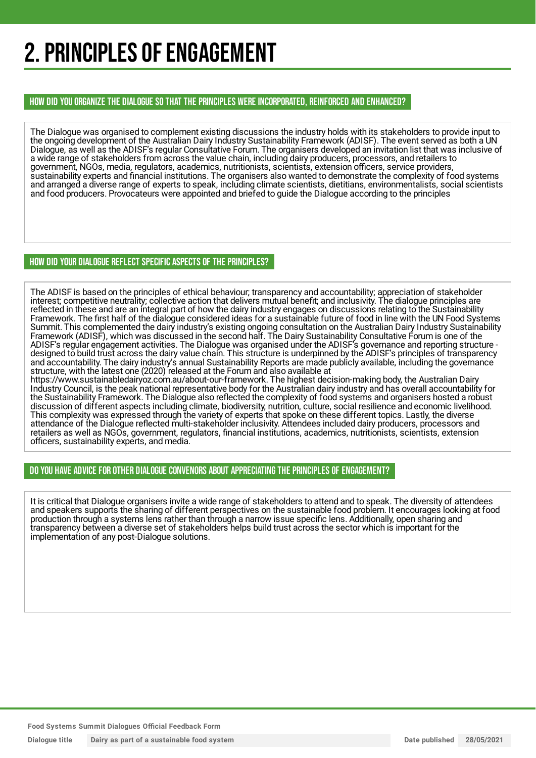# 2. PRINCIPLES OF ENGAGEMENT

### HOW DID YOU ORGANIZE THE DIALOGUE SO THAT THE PRINCIPLES WERE INCORPORATED, REINFORCED AND ENHANCED?

The Dialogue was organised to complement existing discussions the industry holds with its stakeholders to provide input to the ongoing development of the Australian Dairy Industry Sustainability Framework (ADISF). The event served as both a UN Dialogue, as well as the ADISF's regular Consultative Forum. The organisers developed an invitation list that was inclusive of a wide range of stakeholders from across the value chain, including dairy producers, processors, and retailers to government, NGOs, media, regulators, academics, nutritionists, scientists, extension officers, service providers, sustainability experts and financial institutions. The organisers also wanted to demonstrate the complexity of food systems and arranged a diverse range of experts to speak, including climate scientists, dietitians, environmentalists, social scientists and food producers. Provocateurs were appointed and briefed to guide the Dialogue according to the principles

### HOW DID YOUR DIALOGUE REFLECT SPECIFIC ASPECTS OF THE PRINCIPLES?

The ADISF is based on the principles of ethical behaviour; transparency and accountability; appreciation of stakeholder interest; competitive neutrality; collective action that delivers mutual benefit; and inclusivity. The dialogue principles are reflected in these and are an integral part of how the dairy industry engages on discussions relating to the Sustainability Framework. The first half of the dialogue considered ideas for a sustainable future of food in line with the UN Food Systems Summit. This complemented the dairy industry's existing ongoing consultation on the Australian Dairy Industry Sustainability Framework (ADISF), which was discussed in the second half. The Dairy Sustainability Consultative Forum is one of the ADISF's regular engagement activities. The Dialogue was organised under the ADISF's governance and reporting structure - designed to build trust across the dairy value chain. This structure is underpinned by the ADISF's principles of transparency and accountability. The dairy industry's annual Sustainability Reports are made publicly available, including the governance structure, with the latest one (2020) released at the Forum and also available at https://www.sustainabledairyoz.com.au/about-our-framework. The highest decision-making body, the Australian Dairy Industry Council, is the peak national representative body for the Australian dairy industry and has overall accountability for the Sustainability Framework. The Dialogue also reflected the complexity of food systems and organisers hosted a robust discussion of different aspects including climate, biodiversity, nutrition, culture, social resilience and economic livelihood. This complexity was expressed through the variety of experts that spoke on these different topics. Lastly, the diverse attendance of the Dialogue reflected multi-stakeholder inclusivity. Attendees included dairy producers, processors and retailers as well as NGOs, government, regulators, financial institutions, academics, nutritionists, scientists, extension officers, sustainability experts, and media.

### DO YOU HAVE ADVICE FOR OTHER DIALOGUE CONVENORS ABOUT APPRECIATING THE PRINCIPLES OF ENGAGEMENT?

It is critical that Dialogue organisers invite a wide range of stakeholders to attend and to speak. The diversity of attendees and speakers supports the sharing of different perspectives on the sustainable food problem. It encourages looking at food production through a systems lens rather than through a narrow issue specific lens. Additionally, open sharing and transparency between a diverse set of stakeholders helps build trust across the sector which is important for the implementation of any post-Dialogue solutions.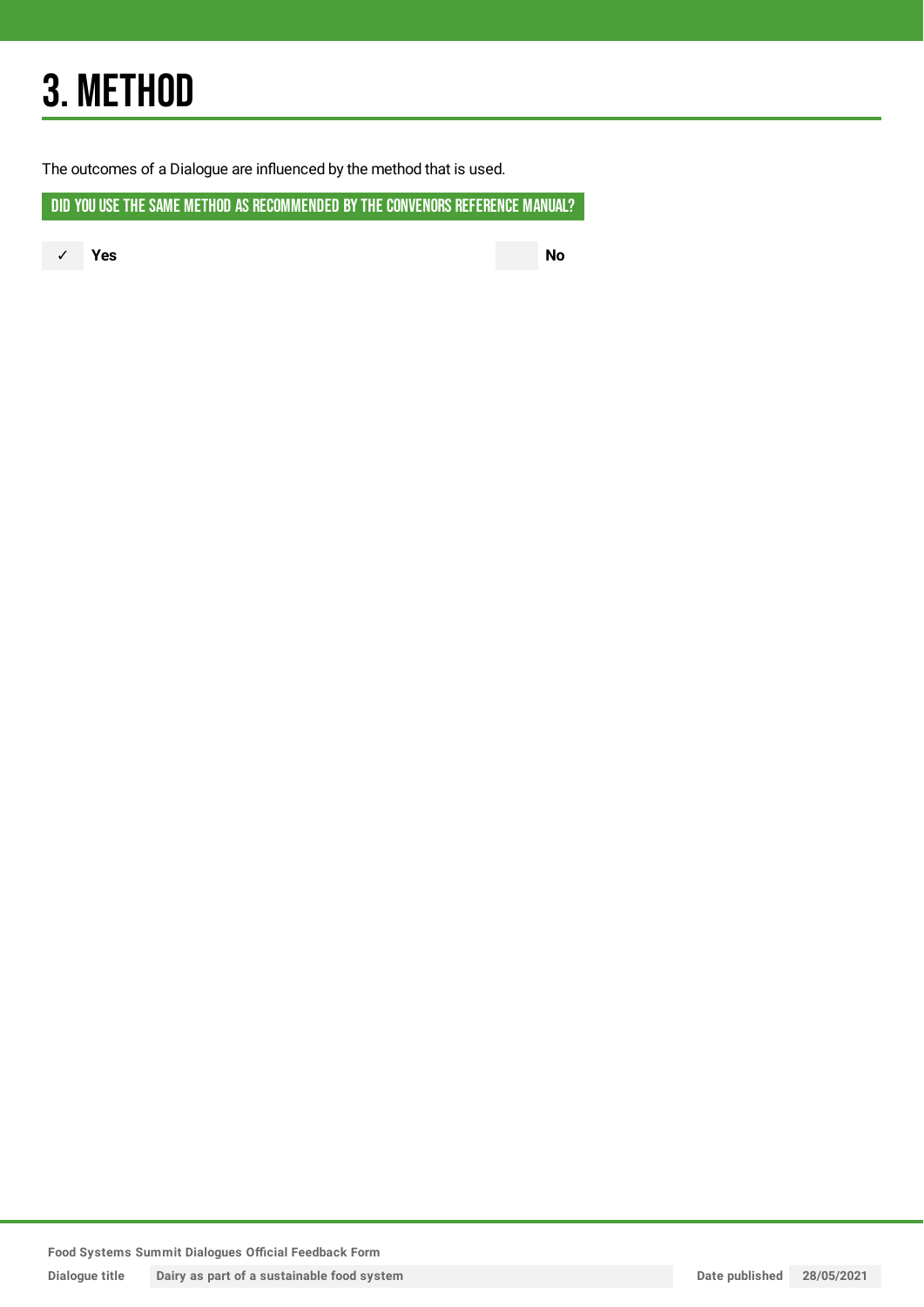# 3. METHOD

The outcomes of a Dialogue are influenced by the method that is used.

## DID YOU USE THE SAME METHOD AS RECOMMENDED BY THE CONVENORS REFERENCE MANUAL?

✓ **Yes**

**No**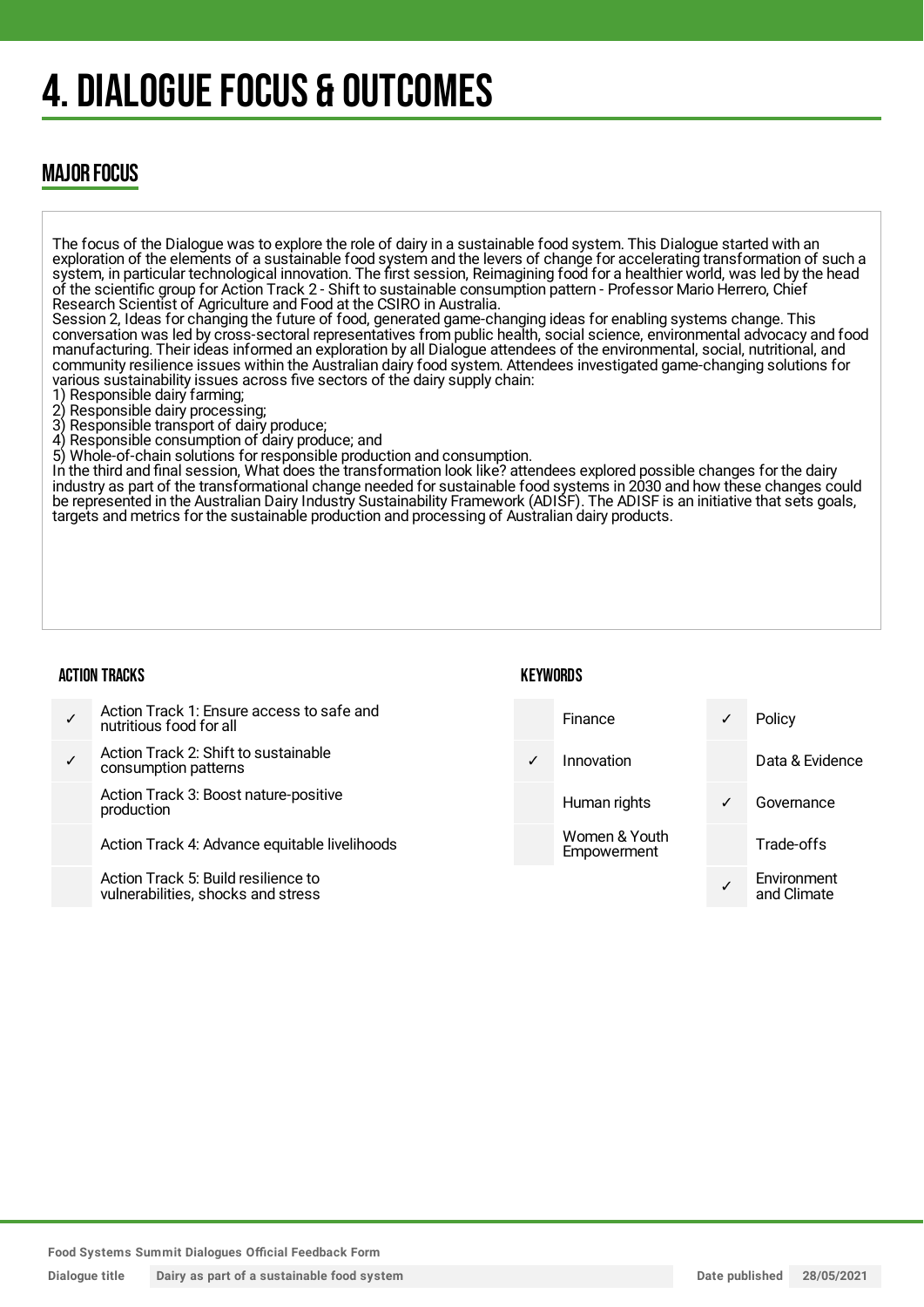# 4. DIALOGUE FOCUS & OUTCOMES

## MAJOR FOCUS

The focus of the Dialogue was to explore the role of dairy in a sustainable food system. This Dialogue started with an exploration of the elements of a sustainable food system and the levers of change for accelerating transformation of such a system, in particular technological innovation. The first session, Reimagining food for a healthier world, was led by the head of the scientific group for Action Track 2 - Shift to sustainable consumption pattern - Professor Mario Herrero, Chief Research Scientist of Agriculture and Food at the CSIRO in Australia.
Session 2, Ideas for changing the future of food, generated game-changing ideas for enabling systems change. This conversation was led by cross-sectoral representatives from public health, social science, environmental advocacy and food manufacturing. Their ideas informed an exploration by all Dialogue attendees of the environmental, social, nutritional, and community resilience issues within the Australian dairy food system. Attendees investigated game-changing solutions for various sustainability issues across five sectors of the dairy supply chain:
1) Responsible dairy farming;
2) Responsible dairy processing;
3) Responsible transport of dairy produce;
4) Responsible consumption of dairy produce; and
5) Whole-of-chain solutions for responsible production and consumption.
In the third and final session, What does the transformation look like? attendees explored possible changes for the dairy industry as part of the transformational change needed for sustainable food systems in 2030 and how these changes could be represented in the Australian Dairy Industry Sustainability Framework (ADISF). The ADISF is an initiative that sets goals, targets and metrics for the sustainable production and processing of Australian dairy products.

### ACTION TRACKS

| | |
|---|---|
| ✓ | Action Track 1: Ensure access to safe and nutritious food for all |
| ✓ | Action Track 2: Shift to sustainable consumption patterns |
| | Action Track 3: Boost nature-positive production |
| | Action Track 4: Advance equitable livelihoods |
| | Action Track 5: Build resilience to vulnerabilities, shocks and stress |

### KEYWORDS

| | | | |
|---|---|---|---|
| | Finance | ✓ | Policy |
| ✓ | Innovation | | Data & Evidence |
| | Human rights | ✓ | Governance |
| | Women & Youth Empowerment | | Trade-offs |
| | | ✓ | Environment and Climate |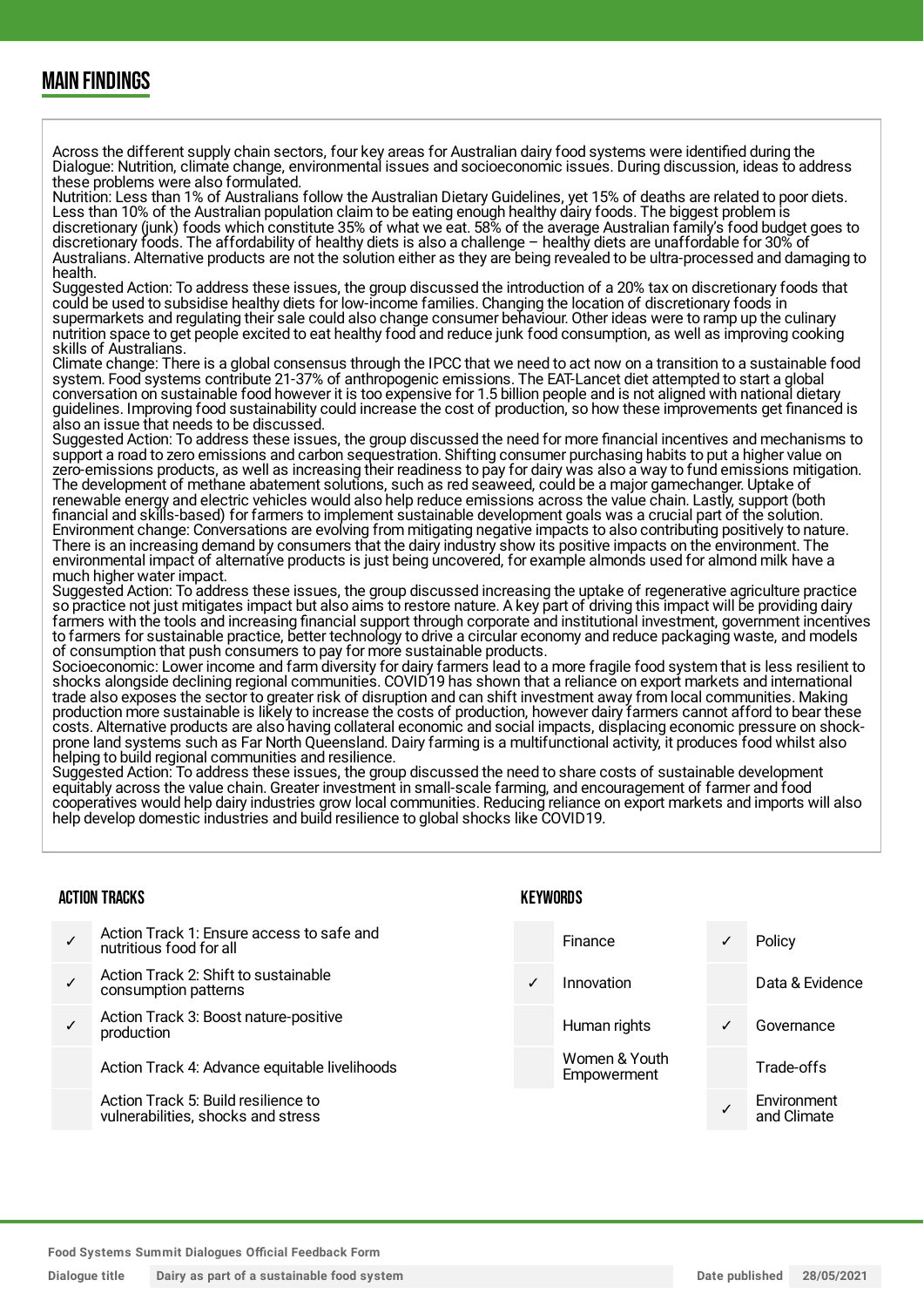## MAIN FINDINGS

Across the different supply chain sectors, four key areas for Australian dairy food systems were identified during the Dialogue: Nutrition, climate change, environmental issues and socioeconomic issues. During discussion, ideas to address these problems were also formulated.

Nutrition: Less than 1% of Australians follow the Australian Dietary Guidelines, yet 15% of deaths are related to poor diets. Less than 10% of the Australian population claim to be eating enough healthy dairy foods. The biggest problem is discretionary (junk) foods which constitute 35% of what we eat. 58% of the average Australian family's food budget goes to discretionary foods. The affordability of healthy diets is also a challenge – healthy diets are unaffordable for 30% of Australians. Alternative products are not the solution either as they are being revealed to be ultra-processed and damaging to health.

Suggested Action: To address these issues, the group discussed the introduction of a 20% tax on discretionary foods that could be used to subsidise healthy diets for low-income families. Changing the location of discretionary foods in supermarkets and regulating their sale could also change consumer behaviour. Other ideas were to ramp up the culinary nutrition space to get people excited to eat healthy food and reduce junk food consumption, as well as improving cooking skills of Australians.

Climate change: There is a global consensus through the IPCC that we need to act now on a transition to a sustainable food system. Food systems contribute 21-37% of anthropogenic emissions. The EAT-Lancet diet attempted to start a global conversation on sustainable food however it is too expensive for 1.5 billion people and is not aligned with national dietary guidelines. Improving food sustainability could increase the cost of production, so how these improvements get financed is also an issue that needs to be discussed.

Suggested Action: To address these issues, the group discussed the need for more financial incentives and mechanisms to support a road to zero emissions and carbon sequestration. Shifting consumer purchasing habits to put a higher value on zero-emissions products, as well as increasing their readiness to pay for dairy was also a way to fund emissions mitigation. The development of methane abatement solutions, such as red seaweed, could be a major gamechanger. Uptake of renewable energy and electric vehicles would also help reduce emissions across the value chain. Lastly, support (both financial and skills-based) for farmers to implement sustainable development goals was a crucial part of the solution.

Environment change: Conversations are evolving from mitigating negative impacts to also contributing positively to nature. There is an increasing demand by consumers that the dairy industry show its positive impacts on the environment. The environmental impact of alternative products is just being uncovered, for example almonds used for almond milk have a much higher water impact.

Suggested Action: To address these issues, the group discussed increasing the uptake of regenerative agriculture practice so practice not just mitigates impact but also aims to restore nature. A key part of driving this impact will be providing dairy farmers with the tools and increasing financial support through corporate and institutional investment, government incentives to farmers for sustainable practice, better technology to drive a circular economy and reduce packaging waste, and models of consumption that push consumers to pay for more sustainable products.

Socioeconomic: Lower income and farm diversity for dairy farmers lead to a more fragile food system that is less resilient to shocks alongside declining regional communities. COVID19 has shown that a reliance on export markets and international trade also exposes the sector to greater risk of disruption and can shift investment away from local communities. Making production more sustainable is likely to increase the costs of production, however dairy farmers cannot afford to bear these costs. Alternative products are also having collateral economic and social impacts, displacing economic pressure on shock-prone land systems such as Far North Queensland. Dairy farming is a multifunctional activity, it produces food whilst also helping to build regional communities and resilience.

Suggested Action: To address these issues, the group discussed the need to share costs of sustainable development equitably across the value chain. Greater investment in small-scale farming, and encouragement of farmer and food cooperatives would help dairy industries grow local communities. Reducing reliance on export markets and imports will also help develop domestic industries and build resilience to global shocks like COVID19.

### ACTION TRACKS

| | |
|---|---|
| ✓ | Action Track 1: Ensure access to safe and nutritious food for all |
| ✓ | Action Track 2: Shift to sustainable consumption patterns |
| ✓ | Action Track 3: Boost nature-positive production |
| | Action Track 4: Advance equitable livelihoods |
| | Action Track 5: Build resilience to vulnerabilities, shocks and stress |

### KEYWORDS

| | | | |
|---|---|---|---|
| | Finance | ✓ | Policy |
| ✓ | Innovation | | Data & Evidence |
| | Human rights | ✓ | Governance |
| | Women & Youth Empowerment | | Trade-offs |
| | | ✓ | Environment and Climate |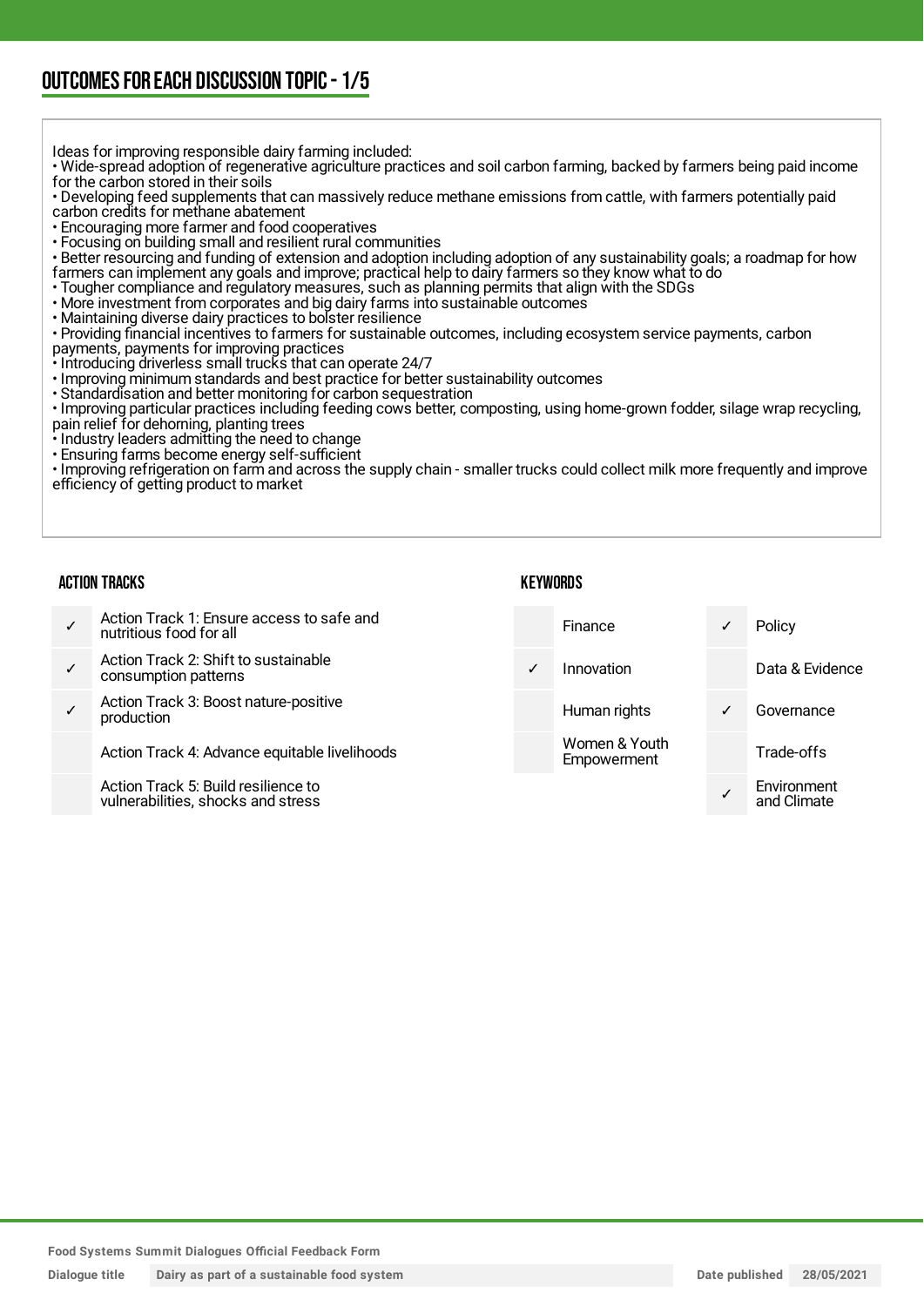## OUTCOMES FOR EACH DISCUSSION TOPIC - 1/5

Ideas for improving responsible dairy farming included:

- Wide-spread adoption of regenerative agriculture practices and soil carbon farming, backed by farmers being paid income for the carbon stored in their soils
- Developing feed supplements that can massively reduce methane emissions from cattle, with farmers potentially paid carbon credits for methane abatement
- Encouraging more farmer and food cooperatives
- Focusing on building small and resilient rural communities
- Better resourcing and funding of extension and adoption including adoption of any sustainability goals; a roadmap for how farmers can implement any goals and improve; practical help to dairy farmers so they know what to do
- Tougher compliance and regulatory measures, such as planning permits that align with the SDGs
- More investment from corporates and big dairy farms into sustainable outcomes
- Maintaining diverse dairy practices to bolster resilience
- Providing financial incentives to farmers for sustainable outcomes, including ecosystem service payments, carbon payments, payments for improving practices
- Introducing driverless small trucks that can operate 24/7
- Improving minimum standards and best practice for better sustainability outcomes
- Standardisation and better monitoring for carbon sequestration
- Improving particular practices including feeding cows better, composting, using home-grown fodder, silage wrap recycling, pain relief for dehorning, planting trees
- Industry leaders admitting the need to change
- Ensuring farms become energy self-sufficient
- Improving refrigeration on farm and across the supply chain - smaller trucks could collect milk more frequently and improve efficiency of getting product to market

### ACTION TRACKS

| | |
|---|---|
| ✓ | Action Track 1: Ensure access to safe and nutritious food for all |
| ✓ | Action Track 2: Shift to sustainable consumption patterns |
| ✓ | Action Track 3: Boost nature-positive production |
| | Action Track 4: Advance equitable livelihoods |
| | Action Track 5: Build resilience to vulnerabilities, shocks and stress |

### KEYWORDS

| | | | |
|---|---|---|---|
| | Finance | ✓ | Policy |
| ✓ | Innovation | | Data & Evidence |
| | Human rights | ✓ | Governance |
| | Women & Youth Empowerment | | Trade-offs |
| | | ✓ | Environment and Climate |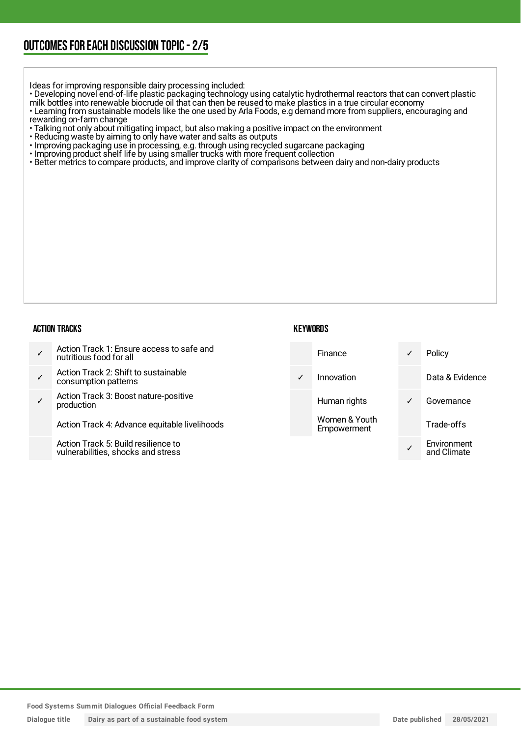## OUTCOMES FOR EACH DISCUSSION TOPIC - 2/5

Ideas for improving responsible dairy processing included:

- Developing novel end-of-life plastic packaging technology using catalytic hydrothermal reactors that can convert plastic milk bottles into renewable biocrude oil that can then be reused to make plastics in a true circular economy
- Learning from sustainable models like the one used by Arla Foods, e.g demand more from suppliers, encouraging and rewarding on-farm change
- Talking not only about mitigating impact, but also making a positive impact on the environment
- Reducing waste by aiming to only have water and salts as outputs
- Improving packaging use in processing, e.g. through using recycled sugarcane packaging
- Improving product shelf life by using smaller trucks with more frequent collection
- Better metrics to compare products, and improve clarity of comparisons between dairy and non-dairy products

### ACTION TRACKS

| | |
|---|---|
| ✓ | Action Track 1: Ensure access to safe and nutritious food for all |
| ✓ | Action Track 2: Shift to sustainable consumption patterns |
| ✓ | Action Track 3: Boost nature-positive production |
| | Action Track 4: Advance equitable livelihoods |
| | Action Track 5: Build resilience to vulnerabilities, shocks and stress |

### KEYWORDS

| | | | |
|---|---|---|---|
| | Finance | ✓ | Policy |
| ✓ | Innovation | | Data & Evidence |
| | Human rights | ✓ | Governance |
| | Women & Youth Empowerment | | Trade-offs |
| | | ✓ | Environment and Climate |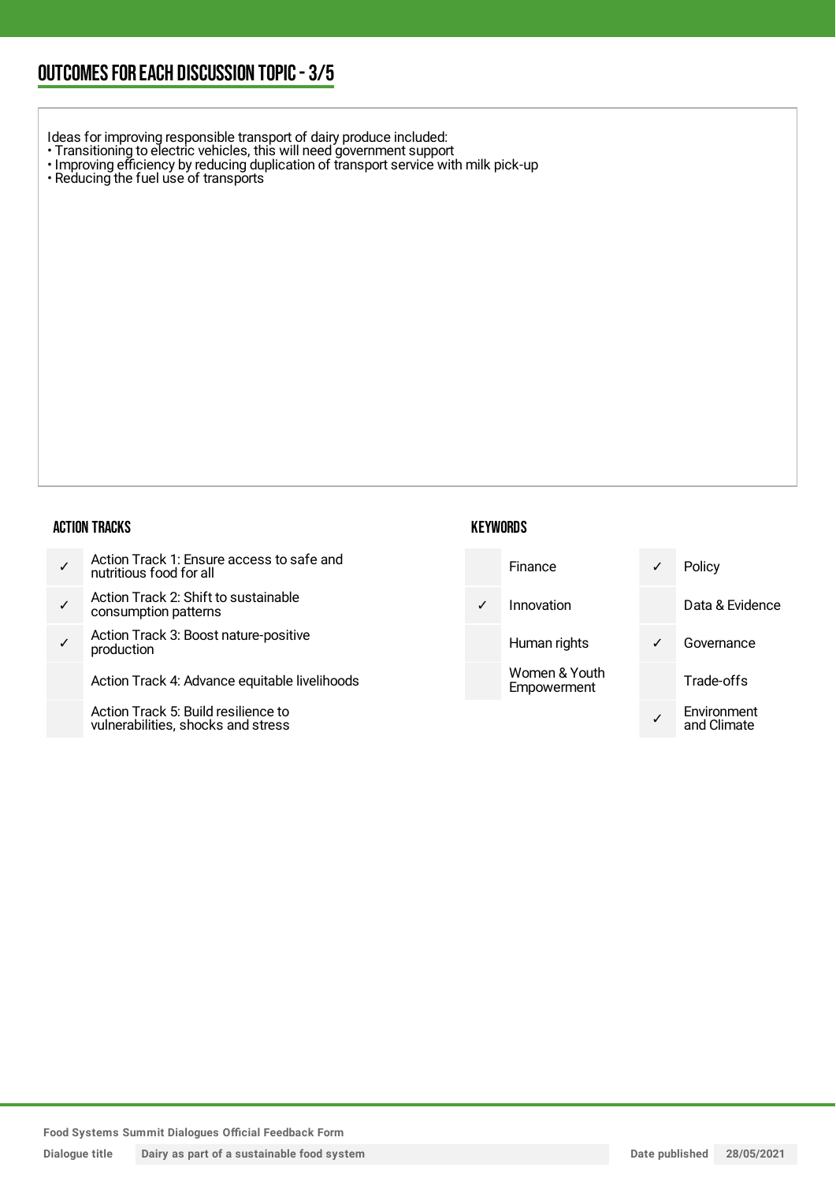## OUTCOMES FOR EACH DISCUSSION TOPIC - 3/5

Ideas for improving responsible transport of dairy produce included:
- Transitioning to electric vehicles, this will need government support
- Improving efficiency by reducing duplication of transport service with milk pick-up
- Reducing the fuel use of transports

### ACTION TRACKS

| | |
|---|---|
| ✓ | Action Track 1: Ensure access to safe and nutritious food for all |
| ✓ | Action Track 2: Shift to sustainable consumption patterns |
| ✓ | Action Track 3: Boost nature-positive production |
| | Action Track 4: Advance equitable livelihoods |
| | Action Track 5: Build resilience to vulnerabilities, shocks and stress |

### KEYWORDS

| | | | |
|---|---|---|---|
| | Finance | ✓ | Policy |
| ✓ | Innovation | | Data & Evidence |
| | Human rights | ✓ | Governance |
| | Women & Youth Empowerment | | Trade-offs |
| | | ✓ | Environment and Climate |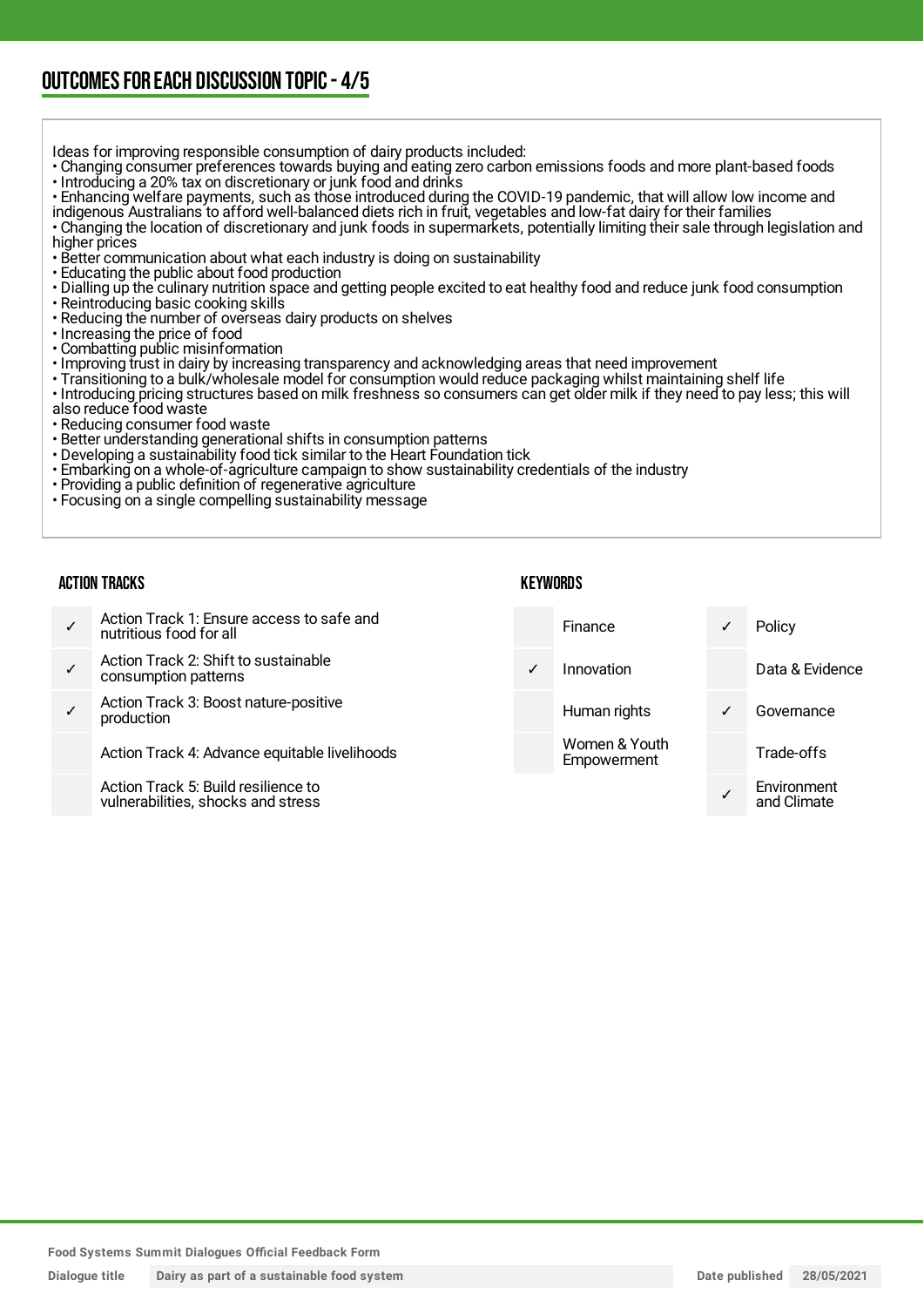## OUTCOMES FOR EACH DISCUSSION TOPIC - 4/5

Ideas for improving responsible consumption of dairy products included:

- Changing consumer preferences towards buying and eating zero carbon emissions foods and more plant-based foods
- Introducing a 20% tax on discretionary or junk food and drinks
- Enhancing welfare payments, such as those introduced during the COVID-19 pandemic, that will allow low income and indigenous Australians to afford well-balanced diets rich in fruit, vegetables and low-fat dairy for their families
- Changing the location of discretionary and junk foods in supermarkets, potentially limiting their sale through legislation and higher prices
- Better communication about what each industry is doing on sustainability
- Educating the public about food production
- Dialling up the culinary nutrition space and getting people excited to eat healthy food and reduce junk food consumption
- Reintroducing basic cooking skills
- Reducing the number of overseas dairy products on shelves
- Increasing the price of food
- Combatting public misinformation
- Improving trust in dairy by increasing transparency and acknowledging areas that need improvement
- Transitioning to a bulk/wholesale model for consumption would reduce packaging whilst maintaining shelf life
- Introducing pricing structures based on milk freshness so consumers can get older milk if they need to pay less; this will also reduce food waste
- Reducing consumer food waste
- Better understanding generational shifts in consumption patterns
- Developing a sustainability food tick similar to the Heart Foundation tick
- Embarking on a whole-of-agriculture campaign to show sustainability credentials of the industry
- Providing a public definition of regenerative agriculture
- Focusing on a single compelling sustainability message

### ACTION TRACKS

| | |
|---|---|
| ✓ | Action Track 1: Ensure access to safe and nutritious food for all |
| ✓ | Action Track 2: Shift to sustainable consumption patterns |
| ✓ | Action Track 3: Boost nature-positive production |
| | Action Track 4: Advance equitable livelihoods |
| | Action Track 5: Build resilience to vulnerabilities, shocks and stress |

### KEYWORDS

| | | | |
|---|---|---|---|
| | Finance | ✓ | Policy |
| ✓ | Innovation | | Data & Evidence |
| | Human rights | ✓ | Governance |
| | Women & Youth Empowerment | | Trade-offs |
| | | ✓ | Environment and Climate |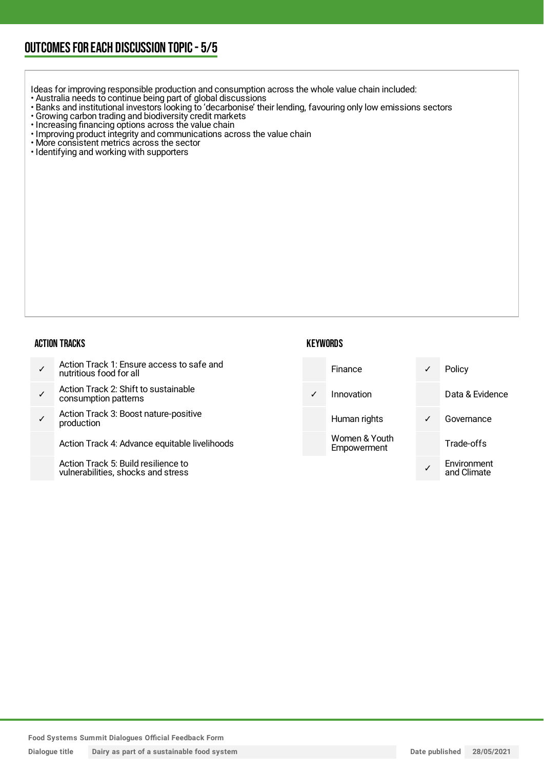## OUTCOMES FOR EACH DISCUSSION TOPIC - 5/5

Ideas for improving responsible production and consumption across the whole value chain included:

- Australia needs to continue being part of global discussions
- Banks and institutional investors looking to 'decarbonise' their lending, favouring only low emissions sectors
- Growing carbon trading and biodiversity credit markets
- Increasing financing options across the value chain
- Improving product integrity and communications across the value chain
- More consistent metrics across the sector
- Identifying and working with supporters

### ACTION TRACKS

| | |
|---|---|
| ✓ | Action Track 1: Ensure access to safe and nutritious food for all |
| ✓ | Action Track 2: Shift to sustainable consumption patterns |
| ✓ | Action Track 3: Boost nature-positive production |
| | Action Track 4: Advance equitable livelihoods |
| | Action Track 5: Build resilience to vulnerabilities, shocks and stress |

### KEYWORDS

| | | | |
|---|---|---|---|
| | Finance | ✓ | Policy |
| ✓ | Innovation | | Data & Evidence |
| | Human rights | ✓ | Governance |
| | Women & Youth Empowerment | | Trade-offs |
| | | ✓ | Environment and Climate |

Food Systems Summit Dialogues Official Feedback Form

| Dialogue title | Dairy as part of a sustainable food system | Date published | 28/05/2021 |
|---|---|---|---|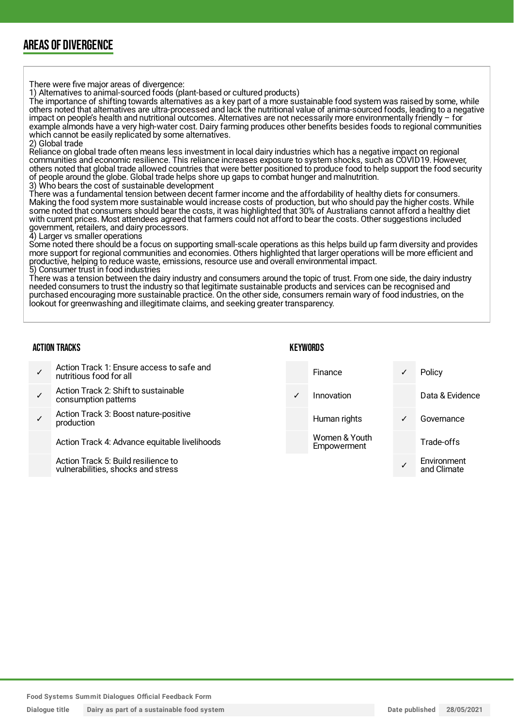## AREAS OF DIVERGENCE

There were five major areas of divergence:
1) Alternatives to animal-sourced foods (plant-based or cultured products)
The importance of shifting towards alternatives as a key part of a more sustainable food system was raised by some, while others noted that alternatives are ultra-processed and lack the nutritional value of anima-sourced foods, leading to a negative impact on people's health and nutritional outcomes. Alternatives are not necessarily more environmentally friendly – for example almonds have a very high-water cost. Dairy farming produces other benefits besides foods to regional communities which cannot be easily replicated by some alternatives.
2) Global trade
Reliance on global trade often means less investment in local dairy industries which has a negative impact on regional communities and economic resilience. This reliance increases exposure to system shocks, such as COVID19. However, others noted that global trade allowed countries that were better positioned to produce food to help support the food security of people around the globe. Global trade helps shore up gaps to combat hunger and malnutrition.
3) Who bears the cost of sustainable development
There was a fundamental tension between decent farmer income and the affordability of healthy diets for consumers. Making the food system more sustainable would increase costs of production, but who should pay the higher costs. While some noted that consumers should bear the costs, it was highlighted that 30% of Australians cannot afford a healthy diet with current prices. Most attendees agreed that farmers could not afford to bear the costs. Other suggestions included government, retailers, and dairy processors.
4) Larger vs smaller operations
Some noted there should be a focus on supporting small-scale operations as this helps build up farm diversity and provides more support for regional communities and economies. Others highlighted that larger operations will be more efficient and productive, helping to reduce waste, emissions, resource use and overall environmental impact.
5) Consumer trust in food industries
There was a tension between the dairy industry and consumers around the topic of trust. From one side, the dairy industry needed consumers to trust the industry so that legitimate sustainable products and services can be recognised and purchased encouraging more sustainable practice. On the other side, consumers remain wary of food industries, on the lookout for greenwashing and illegitimate claims, and seeking greater transparency.

### ACTION TRACKS

| | |
|---|---|
| ✓ | Action Track 1: Ensure access to safe and nutritious food for all |
| ✓ | Action Track 2: Shift to sustainable consumption patterns |
| ✓ | Action Track 3: Boost nature-positive production |
| | Action Track 4: Advance equitable livelihoods |
| | Action Track 5: Build resilience to vulnerabilities, shocks and stress |

### KEYWORDS

| | | | |
|---|---|---|---|
| | Finance | ✓ | Policy |
| ✓ | Innovation | | Data & Evidence |
| | Human rights | ✓ | Governance |
| | Women & Youth Empowerment | | Trade-offs |
| | | ✓ | Environment and Climate |